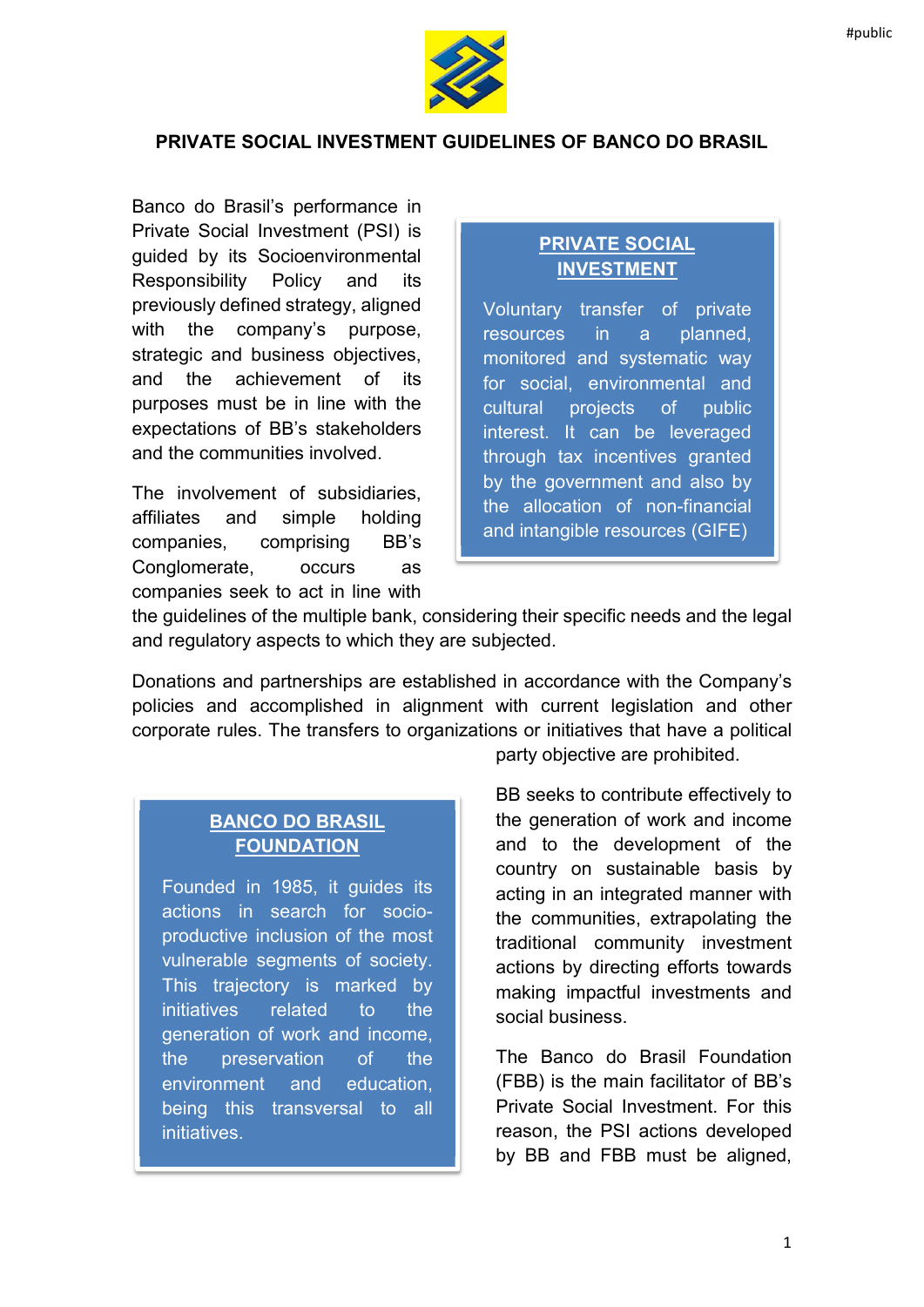# PRIVATE SOCIAL INVESTMENT GUIDELINES OF BANCO DO BRASIL

Banco do Brasil's performance in Private Social Investment (PSI) is guided by its Socioenvironmental Responsibility Policy and its previously defined strategy, aligned with the company's purpose, strategic and business objectives, and the achievement of its purposes must be in line with the expectations of BB's stakeholders and the communities involved.

The involvement of subsidiaries, affiliates and simple holding companies, comprising BB's Conglomerate, occurs as companies seek to act in line with the guidelines of the multiple bank, considering their specific needs and the legal and regulatory aspects to which they are subjected.

> **PRIVATE SOCIAL INVESTMENT**
>
> Voluntary transfer of private resources in a planned, monitored and systematic way for social, environmental and cultural projects of public interest. It can be leveraged through tax incentives granted by the government and also by the allocation of non-financial and intangible resources (GIFE)

Donations and partnerships are established in accordance with the Company's policies and accomplished in alignment with current legislation and other corporate rules. The transfers to organizations or initiatives that have a political party objective are prohibited.

BB seeks to contribute effectively to the generation of work and income and to the development of the country on sustainable basis by acting in an integrated manner with the communities, extrapolating the traditional community investment actions by directing efforts towards making impactful investments and social business.

The Banco do Brasil Foundation (FBB) is the main facilitator of BB's Private Social Investment. For this reason, the PSI actions developed by BB and FBB must be aligned,

> **BANCO DO BRASIL FOUNDATION**
>
> Founded in 1985, it guides its actions in search for socio-productive inclusion of the most vulnerable segments of society. This trajectory is marked by initiatives related to the generation of work and income, the preservation of the environment and education, being this transversal to all initiatives.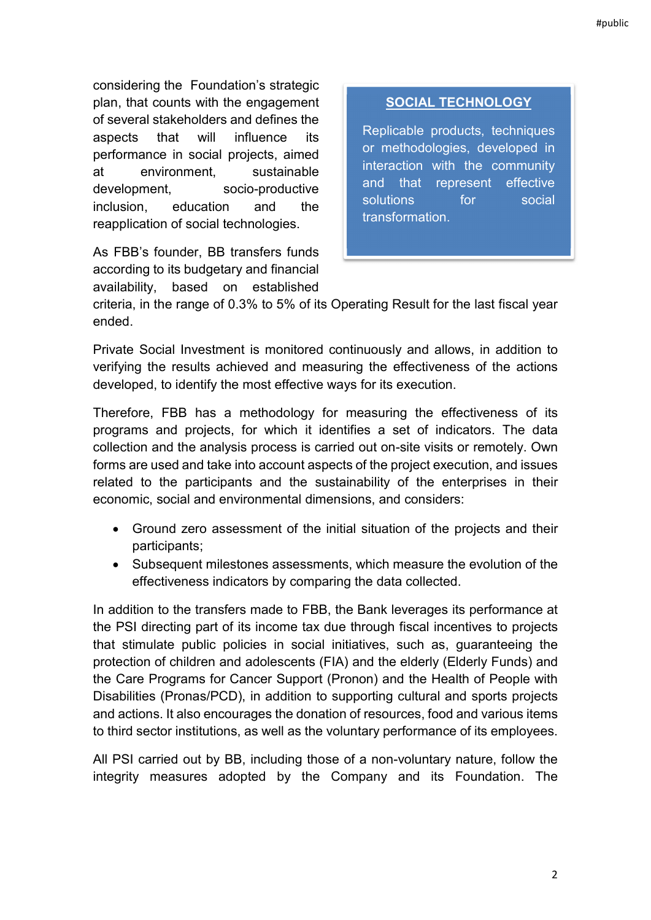considering the Foundation's strategic plan, that counts with the engagement of several stakeholders and defines the aspects that will influence its performance in social projects, aimed at environment, sustainable development, socio-productive inclusion, education and the reapplication of social technologies.

> **SOCIAL TECHNOLOGY**
>
> Replicable products, techniques or methodologies, developed in interaction with the community and that represent effective solutions for social transformation.

As FBB's founder, BB transfers funds according to its budgetary and financial availability, based on established criteria, in the range of 0.3% to 5% of its Operating Result for the last fiscal year ended.

Private Social Investment is monitored continuously and allows, in addition to verifying the results achieved and measuring the effectiveness of the actions developed, to identify the most effective ways for its execution.

Therefore, FBB has a methodology for measuring the effectiveness of its programs and projects, for which it identifies a set of indicators. The data collection and the analysis process is carried out on-site visits or remotely. Own forms are used and take into account aspects of the project execution, and issues related to the participants and the sustainability of the enterprises in their economic, social and environmental dimensions, and considers:

- Ground zero assessment of the initial situation of the projects and their participants;
- Subsequent milestones assessments, which measure the evolution of the effectiveness indicators by comparing the data collected.

In addition to the transfers made to FBB, the Bank leverages its performance at the PSI directing part of its income tax due through fiscal incentives to projects that stimulate public policies in social initiatives, such as, guaranteeing the protection of children and adolescents (FIA) and the elderly (Elderly Funds) and the Care Programs for Cancer Support (Pronon) and the Health of People with Disabilities (Pronas/PCD), in addition to supporting cultural and sports projects and actions. It also encourages the donation of resources, food and various items to third sector institutions, as well as the voluntary performance of its employees.

All PSI carried out by BB, including those of a non-voluntary nature, follow the integrity measures adopted by the Company and its Foundation. The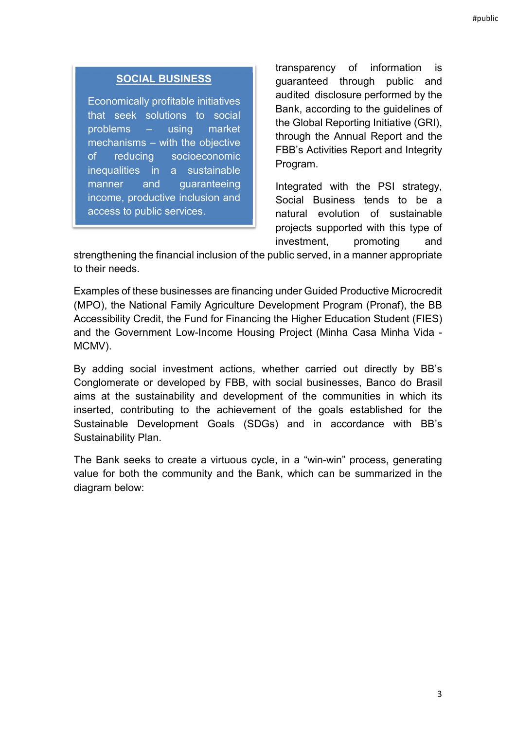> **SOCIAL BUSINESS**
>
> Economically profitable initiatives that seek solutions to social problems – using market mechanisms – with the objective of reducing socioeconomic inequalities in a sustainable manner and guaranteeing income, productive inclusion and access to public services.

transparency of information is guaranteed through public and audited disclosure performed by the Bank, according to the guidelines of the Global Reporting Initiative (GRI), through the Annual Report and the FBB's Activities Report and Integrity Program.

Integrated with the PSI strategy, Social Business tends to be a natural evolution of sustainable projects supported with this type of investment, promoting and strengthening the financial inclusion of the public served, in a manner appropriate to their needs.

Examples of these businesses are financing under Guided Productive Microcredit (MPO), the National Family Agriculture Development Program (Pronaf), the BB Accessibility Credit, the Fund for Financing the Higher Education Student (FIES) and the Government Low-Income Housing Project (Minha Casa Minha Vida - MCMV).

By adding social investment actions, whether carried out directly by BB's Conglomerate or developed by FBB, with social businesses, Banco do Brasil aims at the sustainability and development of the communities in which its inserted, contributing to the achievement of the goals established for the Sustainable Development Goals (SDGs) and in accordance with BB's Sustainability Plan.

The Bank seeks to create a virtuous cycle, in a "win-win" process, generating value for both the community and the Bank, which can be summarized in the diagram below: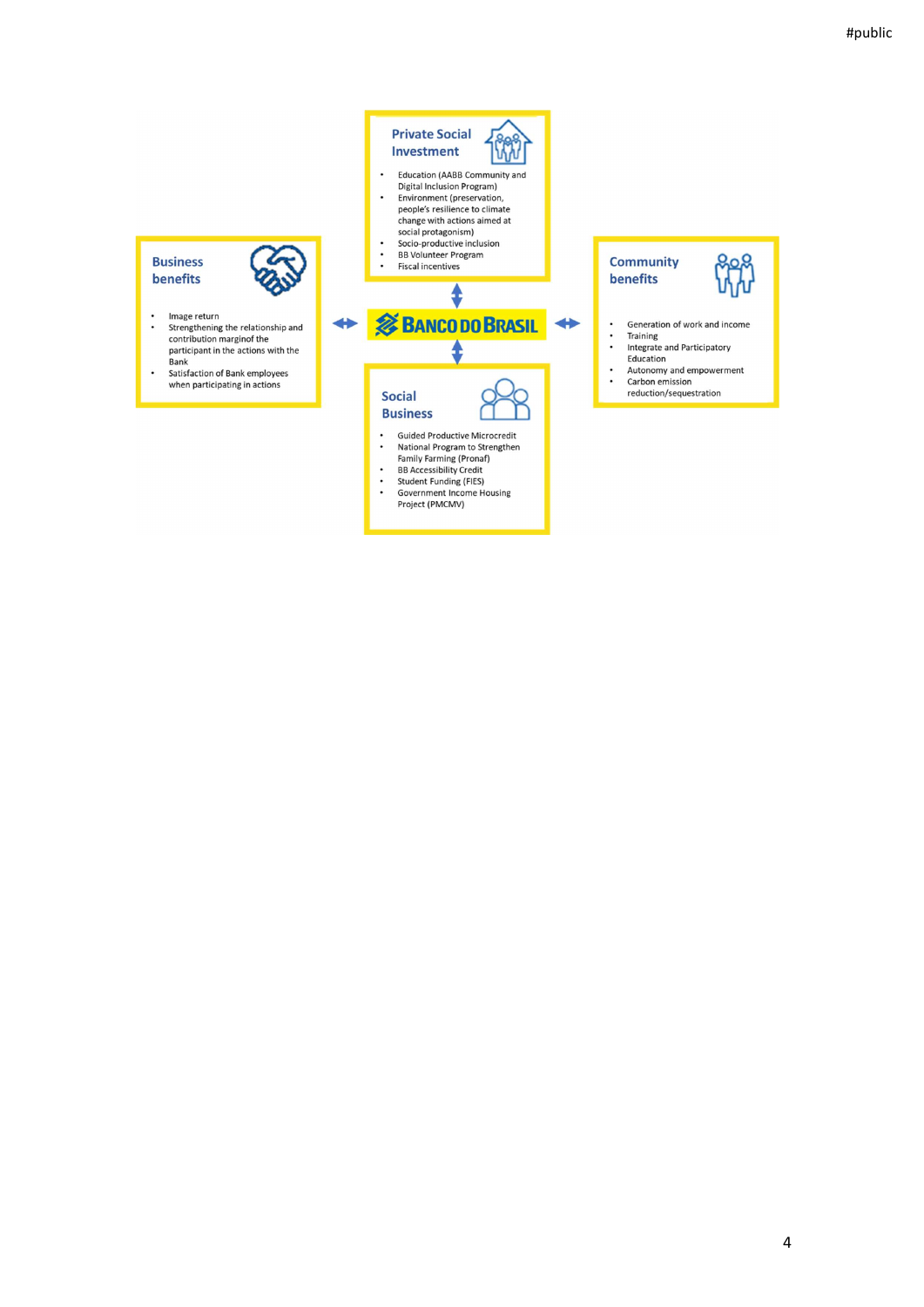### Private Social Investment

- Education (AABB Community and Digital Inclusion Program)
- Environment (preservation, people's resilience to climate change with actions aimed at social protagonism)
- Socio-productive inclusion
- BB Volunteer Program
- Fiscal incentives

### Business benefits

- Image return
- Strengthening the relationship and contribution marginof the participant in the actions with the Bank
- Satisfaction of Bank employees when participating in actions

BANCO DO BRASIL

### Community benefits

- Generation of work and income
- Training
- Integrate and Participatory Education
- Autonomy and empowerment
- Carbon emission reduction/sequestration

### Social Business

- Guided Productive Microcredit
- National Program to Strengthen Family Farming (Pronaf)
- BB Accessibility Credit
- Student Funding (FIES)
- Government Income Housing Project (PMCMV)